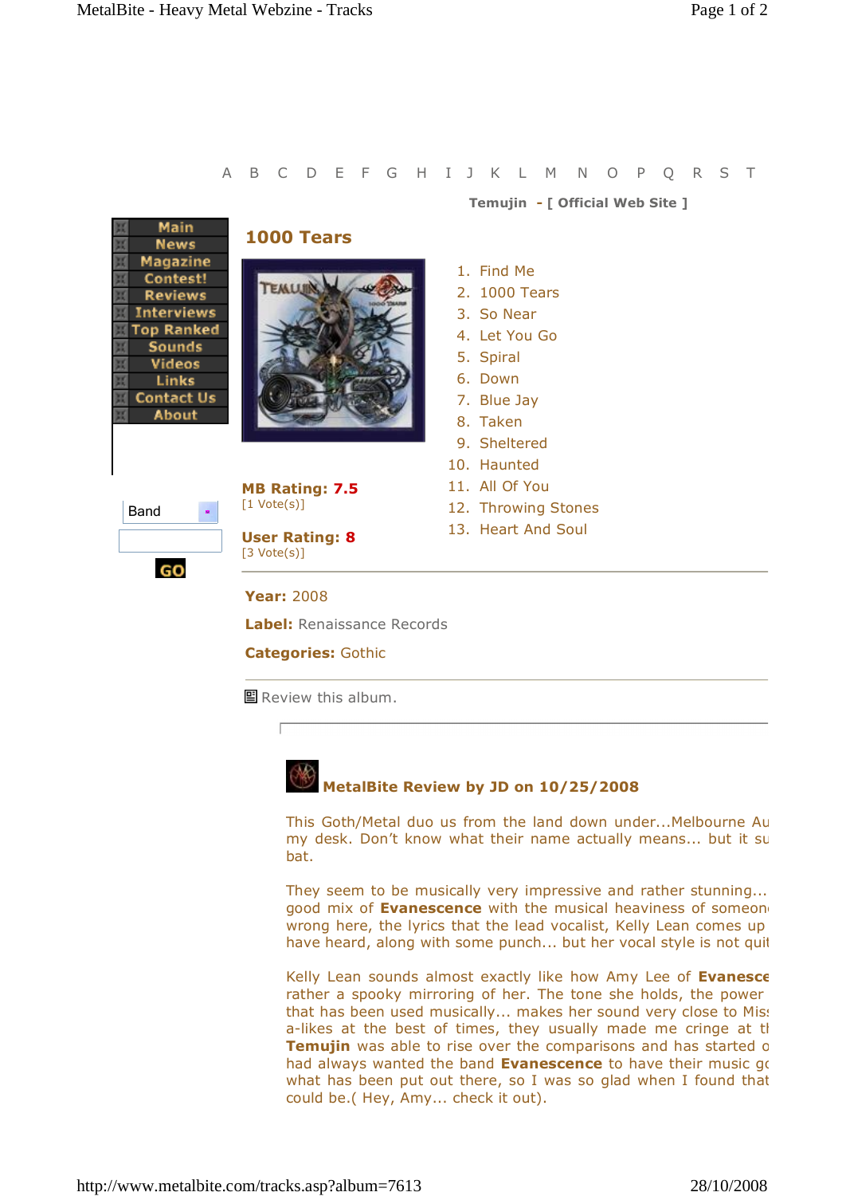A B C D E F G H I J K L M N O P Q R S T

**Temujin** - [ Official Web Site ]

Main
News
Magazine
Contest!
Reviews
Interviews
Top Ranked
Sounds
Videos
Links
Contact Us
About

Band

GO

## 1000 Tears

**MB Rating: 7.5**
[1 Vote(s)]

**User Rating: 8**
[3 Vote(s)]

1. Find Me
2. 1000 Tears
3. So Near
4. Let You Go
5. Spiral
6. Down
7. Blue Jay
8. Taken
9. Sheltered
10. Haunted
11. All Of You
12. Throwing Stones
13. Heart And Soul

**Year:** 2008

**Label:** Renaissance Records

**Categories:** Gothic

Review this album.

### MetalBite Review by JD on 10/25/2008

This Goth/Metal duo us from the land down under...Melbourne Au my desk. Don't know what their name actually means... but it su bat.

They seem to be musically very impressive and rather stunning... good mix of **Evanescence** with the musical heaviness of someon wrong here, the lyrics that the lead vocalist, Kelly Lean comes up have heard, along with some punch... but her vocal style is not quit

Kelly Lean sounds almost exactly like how Amy Lee of **Evanesce** rather a spooky mirroring of her. The tone she holds, the power that has been used musically... makes her sound very close to Mis a-likes at the best of times, they usually made me cringe at tl **Temujin** was able to rise over the comparisons and has started o had always wanted the band **Evanescence** to have their music g what has been put out there, so I was so glad when I found that could be.( Hey, Amy... check it out).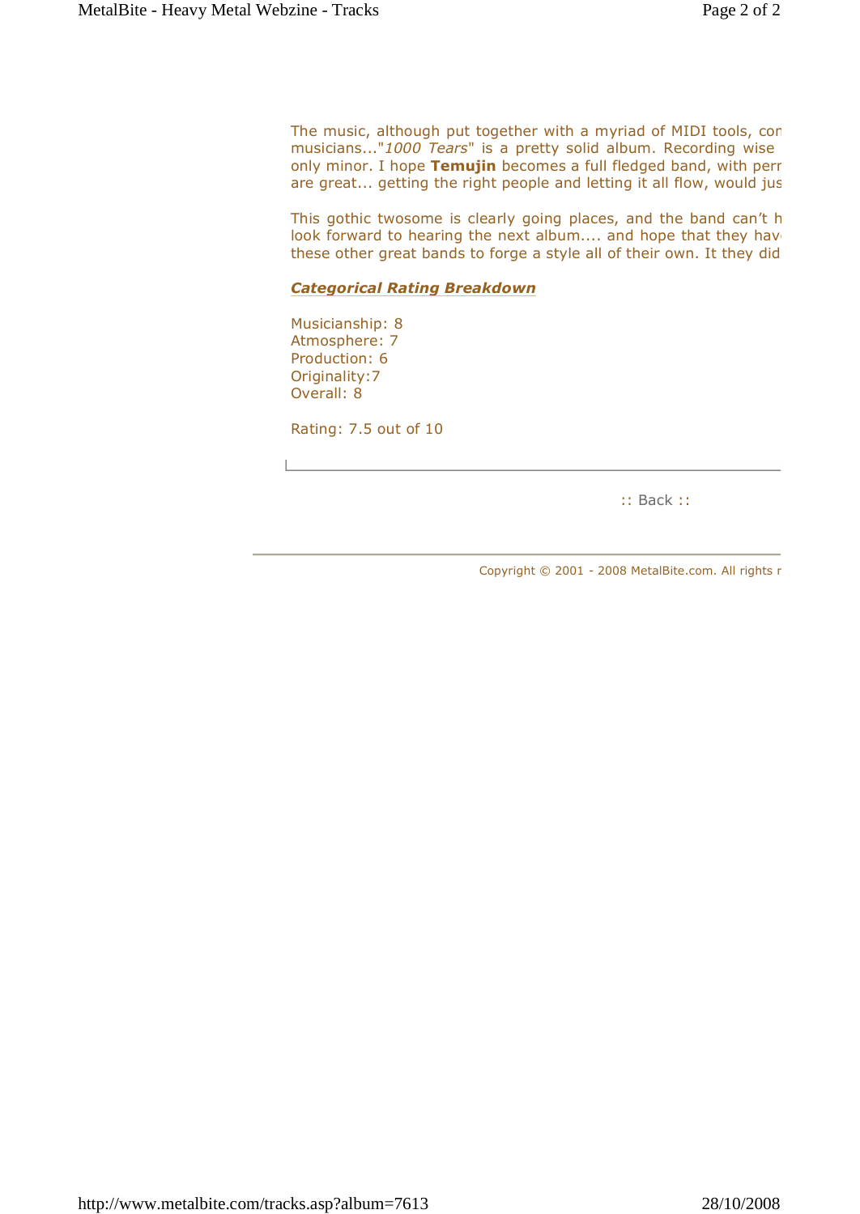The music, although put together with a myriad of MIDI tools, cor musicians..."*1000 Tears*" is a pretty solid album. Recording wise only minor. I hope **Temujin** becomes a full fledged band, with perr are great... getting the right people and letting it all flow, would jus

This gothic twosome is clearly going places, and the band can't h look forward to hearing the next album.... and hope that they hav these other great bands to forge a style all of their own. It they did

***Categorical Rating Breakdown***

Musicianship: 8
Atmosphere: 7
Production: 6
Originality:7
Overall: 8

Rating: 7.5 out of 10

:: Back ::

Copyright © 2001 - 2008 MetalBite.com. All rights r